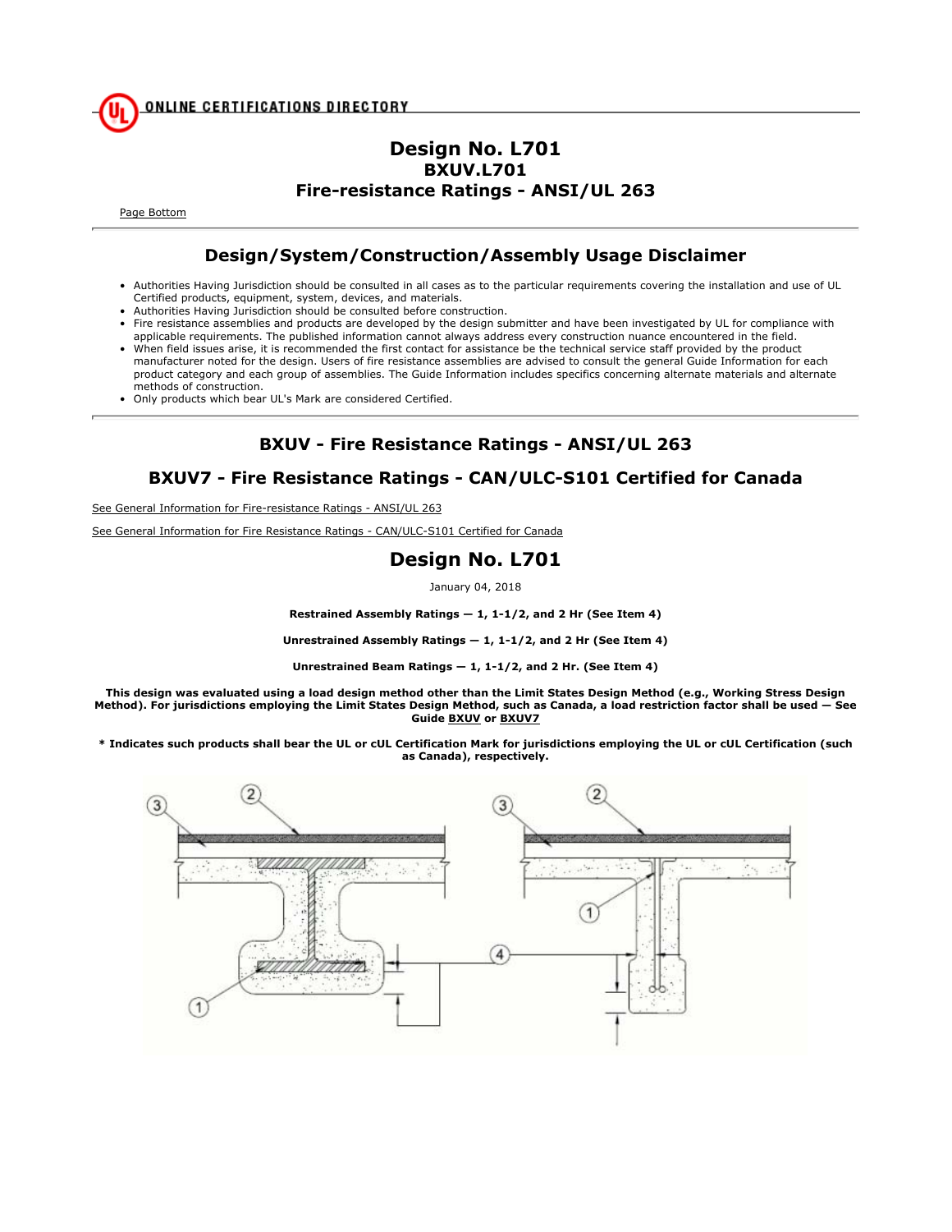ONLINE CERTIFICATIONS DIRECTORY

# Design No. L701

## BXUV.L701

## Fire-resistance Ratings - ANSI/UL 263

Page Bottom

## Design/System/Construction/Assembly Usage Disclaimer

- Authorities Having Jurisdiction should be consulted in all cases as to the particular requirements covering the installation and use of UL Certified products, equipment, system, devices, and materials.
- Authorities Having Jurisdiction should be consulted before construction.
- Fire resistance assemblies and products are developed by the design submitter and have been investigated by UL for compliance with applicable requirements. The published information cannot always address every construction nuance encountered in the field.
- When field issues arise, it is recommended the first contact for assistance be the technical service staff provided by the product manufacturer noted for the design. Users of fire resistance assemblies are advised to consult the general Guide Information for each product category and each group of assemblies. The Guide Information includes specifics concerning alternate materials and alternate methods of construction.
- Only products which bear UL's Mark are considered Certified.

## BXUV - Fire Resistance Ratings - ANSI/UL 263

## BXUV7 - Fire Resistance Ratings - CAN/ULC-S101 Certified for Canada

See General Information for Fire-resistance Ratings - ANSI/UL 263

See General Information for Fire Resistance Ratings - CAN/ULC-S101 Certified for Canada

# Design No. L701

January 04, 2018

**Restrained Assembly Ratings — 1, 1-1/2, and 2 Hr (See Item 4)**

**Unrestrained Assembly Ratings — 1, 1-1/2, and 2 Hr (See Item 4)**

**Unrestrained Beam Ratings — 1, 1-1/2, and 2 Hr. (See Item 4)**

**This design was evaluated using a load design method other than the Limit States Design Method (e.g., Working Stress Design Method). For jurisdictions employing the Limit States Design Method, such as Canada, a load restriction factor shall be used — See Guide BXUV or BXUV7**

**\* Indicates such products shall bear the UL or cUL Certification Mark for jurisdictions employing the UL or cUL Certification (such as Canada), respectively.**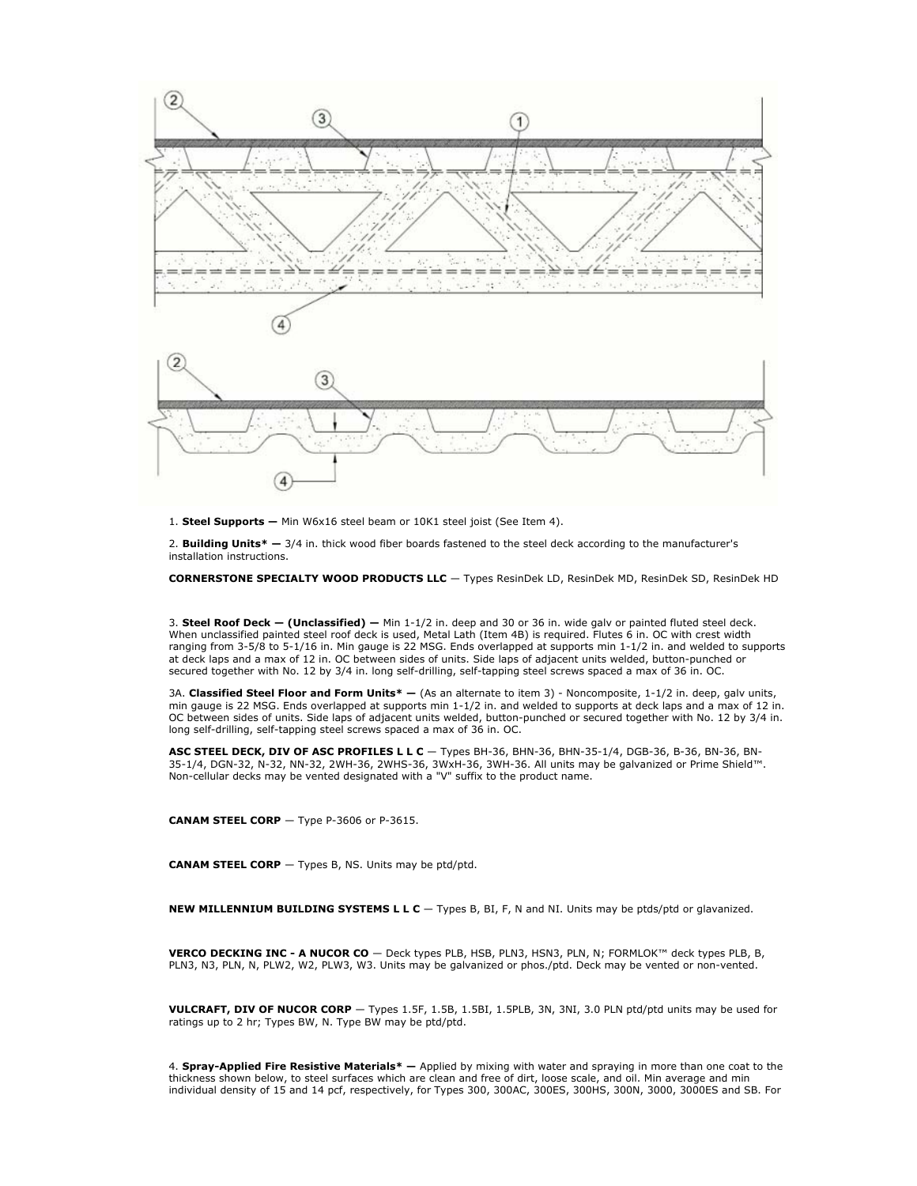1. **Steel Supports —** Min W6x16 steel beam or 10K1 steel joist (See Item 4).

2. **Building Units* —** 3/4 in. thick wood fiber boards fastened to the steel deck according to the manufacturer's installation instructions.

**CORNERSTONE SPECIALTY WOOD PRODUCTS LLC** — Types ResinDek LD, ResinDek MD, ResinDek SD, ResinDek HD

3. **Steel Roof Deck — (Unclassified) —** Min 1-1/2 in. deep and 30 or 36 in. wide galv or painted fluted steel deck. When unclassified painted steel roof deck is used, Metal Lath (Item 4B) is required. Flutes 6 in. OC with crest width ranging from 3-5/8 to 5-1/16 in. Min gauge is 22 MSG. Ends overlapped at supports min 1-1/2 in. and welded to supports at deck laps and a max of 12 in. OC between sides of units. Side laps of adjacent units welded, button-punched or secured together with No. 12 by 3/4 in. long self-drilling, self-tapping steel screws spaced a max of 36 in. OC.

3A. **Classified Steel Floor and Form Units* —** (As an alternate to item 3) - Noncomposite, 1-1/2 in. deep, galv units, min gauge is 22 MSG. Ends overlapped at supports min 1-1/2 in. and welded to supports at deck laps and a max of 12 in. OC between sides of units. Side laps of adjacent units welded, button-punched or secured together with No. 12 by 3/4 in. long self-drilling, self-tapping steel screws spaced a max of 36 in. OC.

**ASC STEEL DECK, DIV OF ASC PROFILES L L C** — Types BH-36, BHN-36, BHN-35-1/4, DGB-36, B-36, BN-36, BN-35-1/4, DGN-32, N-32, NN-32, 2WH-36, 2WHS-36, 3WxH-36, 3WH-36. All units may be galvanized or Prime Shield™. Non-cellular decks may be vented designated with a "V" suffix to the product name.

**CANAM STEEL CORP** — Type P-3606 or P-3615.

**CANAM STEEL CORP** — Types B, NS. Units may be ptd/ptd.

**NEW MILLENNIUM BUILDING SYSTEMS L L C** — Types B, BI, F, N and NI. Units may be ptds/ptd or glavanized.

**VERCO DECKING INC - A NUCOR CO** — Deck types PLB, HSB, PLN3, HSN3, PLN, N; FORMLOK™ deck types PLB, B, PLN3, N3, PLN, N, PLW2, W2, PLW3, W3. Units may be galvanized or phos./ptd. Deck may be vented or non-vented.

**VULCRAFT, DIV OF NUCOR CORP** — Types 1.5F, 1.5B, 1.5BI, 1.5PLB, 3N, 3NI, 3.0 PLN ptd/ptd units may be used for ratings up to 2 hr; Types BW, N. Type BW may be ptd/ptd.

4. **Spray-Applied Fire Resistive Materials* —** Applied by mixing with water and spraying in more than one coat to the thickness shown below, to steel surfaces which are clean and free of dirt, loose scale, and oil. Min average and min individual density of 15 and 14 pcf, respectively, for Types 300, 300AC, 300ES, 300HS, 300N, 3000, 3000ES and SB. For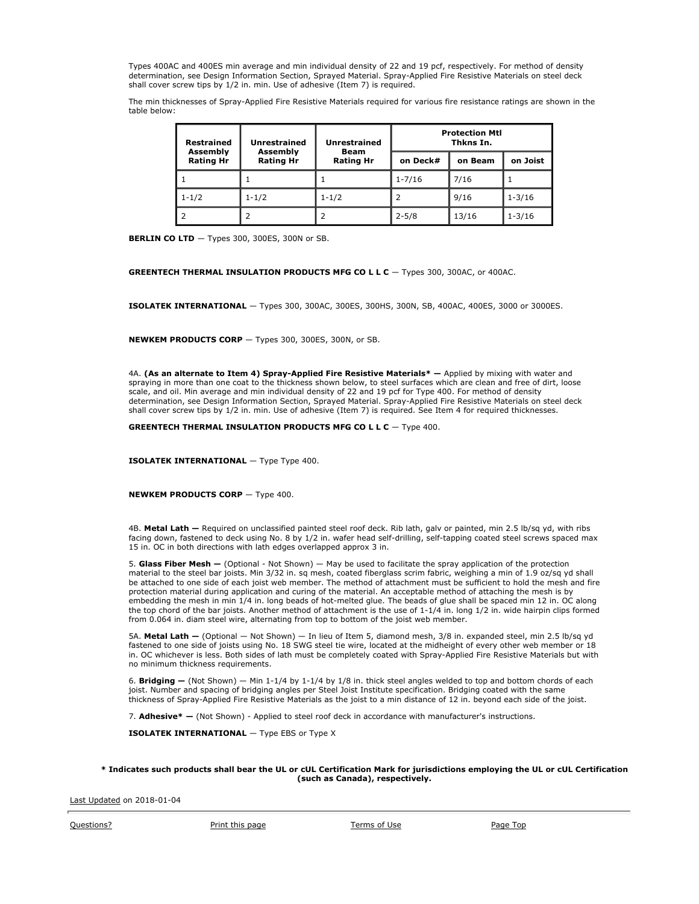Types 400AC and 400ES min average and min individual density of 22 and 19 pcf, respectively. For method of density determination, see Design Information Section, Sprayed Material. Spray-Applied Fire Resistive Materials on steel deck shall cover screw tips by 1/2 in. min. Use of adhesive (Item 7) is required.

The min thicknesses of Spray-Applied Fire Resistive Materials required for various fire resistance ratings are shown in the table below:

| Restrained Assembly Rating Hr | Unrestrained Assembly Rating Hr | Unrestrained Beam Rating Hr | Protection Mtl Thkns In. | | |
|---|---|---|---|---|---|
| | | | on Deck# | on Beam | on Joist |
| 1 | 1 | 1 | 1-7/16 | 7/16 | 1 |
| 1-1/2 | 1-1/2 | 1-1/2 | 2 | 9/16 | 1-3/16 |
| 2 | 2 | 2 | 2-5/8 | 13/16 | 1-3/16 |

**BERLIN CO LTD** — Types 300, 300ES, 300N or SB.

**GREENTECH THERMAL INSULATION PRODUCTS MFG CO L L C** — Types 300, 300AC, or 400AC.

**ISOLATEK INTERNATIONAL** — Types 300, 300AC, 300ES, 300HS, 300N, SB, 400AC, 400ES, 3000 or 3000ES.

**NEWKEM PRODUCTS CORP** — Types 300, 300ES, 300N, or SB.

4A. **(As an alternate to Item 4) Spray-Applied Fire Resistive Materials* —** Applied by mixing with water and spraying in more than one coat to the thickness shown below, to steel surfaces which are clean and free of dirt, loose scale, and oil. Min average and min individual density of 22 and 19 pcf for Type 400. For method of density determination, see Design Information Section, Sprayed Material. Spray-Applied Fire Resistive Materials on steel deck shall cover screw tips by 1/2 in. min. Use of adhesive (Item 7) is required. See Item 4 for required thicknesses.

**GREENTECH THERMAL INSULATION PRODUCTS MFG CO L L C** — Type 400.

**ISOLATEK INTERNATIONAL** — Type Type 400.

**NEWKEM PRODUCTS CORP** — Type 400.

4B. **Metal Lath —** Required on unclassified painted steel roof deck. Rib lath, galv or painted, min 2.5 lb/sq yd, with ribs facing down, fastened to deck using No. 8 by 1/2 in. wafer head self-drilling, self-tapping coated steel screws spaced max 15 in. OC in both directions with lath edges overlapped approx 3 in.

5. **Glass Fiber Mesh —** (Optional - Not Shown) — May be used to facilitate the spray application of the protection material to the steel bar joists. Min 3/32 in. sq mesh, coated fiberglass scrim fabric, weighing a min of 1.9 oz/sq yd shall be attached to one side of each joist web member. The method of attachment must be sufficient to hold the mesh and fire protection material during application and curing of the material. An acceptable method of attaching the mesh is by embedding the mesh in min 1/4 in. long beads of hot-melted glue. The beads of glue shall be spaced min 12 in. OC along the top chord of the bar joists. Another method of attachment is the use of 1-1/4 in. long 1/2 in. wide hairpin clips formed from 0.064 in. diam steel wire, alternating from top to bottom of the joist web member.

5A. **Metal Lath —** (Optional — Not Shown) — In lieu of Item 5, diamond mesh, 3/8 in. expanded steel, min 2.5 lb/sq yd fastened to one side of joists using No. 18 SWG steel tie wire, located at the midheight of every other web member or 18 in. OC whichever is less. Both sides of lath must be completely coated with Spray-Applied Fire Resistive Materials but with no minimum thickness requirements.

6. **Bridging —** (Not Shown) — Min 1-1/4 by 1-1/4 by 1/8 in. thick steel angles welded to top and bottom chords of each joist. Number and spacing of bridging angles per Steel Joist Institute specification. Bridging coated with the same thickness of Spray-Applied Fire Resistive Materials as the joist to a min distance of 12 in. beyond each side of the joist.

7. **Adhesive* —** (Not Shown) - Applied to steel roof deck in accordance with manufacturer's instructions.

**ISOLATEK INTERNATIONAL** — Type EBS or Type X

**\* Indicates such products shall bear the UL or cUL Certification Mark for jurisdictions employing the UL or cUL Certification (such as Canada), respectively.**

Last Updated on 2018-01-04

Questions? Print this page Terms of Use Page Top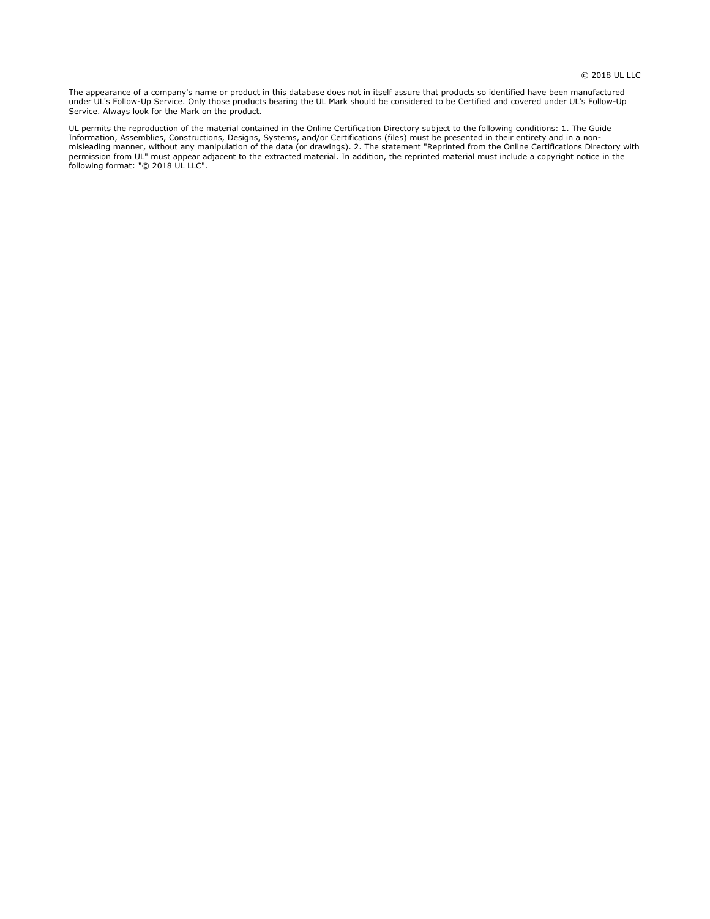© 2018 UL LLC

The appearance of a company's name or product in this database does not in itself assure that products so identified have been manufactured under UL's Follow-Up Service. Only those products bearing the UL Mark should be considered to be Certified and covered under UL's Follow-Up Service. Always look for the Mark on the product.

UL permits the reproduction of the material contained in the Online Certification Directory subject to the following conditions: 1. The Guide Information, Assemblies, Constructions, Designs, Systems, and/or Certifications (files) must be presented in their entirety and in a non-misleading manner, without any manipulation of the data (or drawings). 2. The statement "Reprinted from the Online Certifications Directory with permission from UL" must appear adjacent to the extracted material. In addition, the reprinted material must include a copyright notice in the following format: "© 2018 UL LLC".